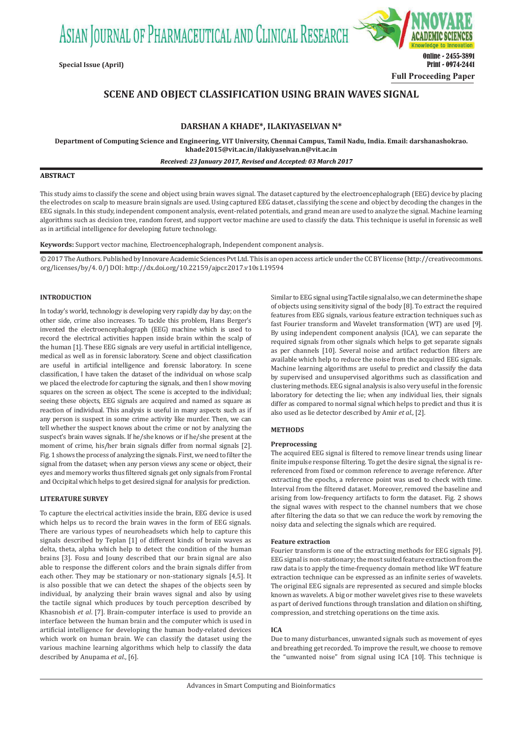Special Issue (April)

Online - 2455-3891
Print - 0974-2441

Full Proceeding Paper

# SCENE AND OBJECT CLASSIFICATION USING BRAIN WAVES SIGNAL

**DARSHAN A KHADE*, ILAKIYASELVAN N***

**Department of Computing Science and Engineering, VIT University, Chennai Campus, Tamil Nadu, India. Email: darshanashokrao.khade2015@vit.ac.in/ilakiyaselvan.n@vit.ac.in**

*Received: 23 January 2017, Revised and Accepted: 03 March 2017*

## ABSTRACT

This study aims to classify the scene and object using brain waves signal. The dataset captured by the electroencephalograph (EEG) device by placing the electrodes on scalp to measure brain signals are used. Using captured EEG dataset, classifying the scene and object by decoding the changes in the EEG signals. In this study, independent component analysis, event-related potentials, and grand mean are used to analyze the signal. Machine learning algorithms such as decision tree, random forest, and support vector machine are used to classify the data. This technique is useful in forensic as well as in artificial intelligence for developing future technology.

**Keywords:** Support vector machine, Electroencephalograph, Independent component analysis.

© 2017 The Authors. Published by Innovare Academic Sciences Pvt Ltd. This is an open access article under the CC BY license (http://creativecommons.org/licenses/by/4. 0/) DOI: http://dx.doi.org/10.22159/ajpcr.2017.v10s1.19594

## INTRODUCTION

In today's world, technology is developing very rapidly day by day; on the other side, crime also increases. To tackle this problem, Hans Berger's invented the electroencephalograph (EEG) machine which is used to record the electrical activities happen inside brain within the scalp of the human [1]. These EEG signals are very useful in artificial intelligence, medical as well as in forensic laboratory. Scene and object classification are useful in artificial intelligence and forensic laboratory. In scene classification, I have taken the dataset of the individual on whose scalp we placed the electrode for capturing the signals, and then I show moving squares on the screen as object. The scene is accepted to the individual; seeing these objects, EEG signals are acquired and named as square as reaction of individual. This analysis is useful in many aspects such as if any person is suspect in some crime activity like murder. Then, we can tell whether the suspect knows about the crime or not by analyzing the suspect's brain waves signals. If he/she knows or if he/she present at the moment of crime, his/her brain signals differ from normal signals [2]. Fig. 1 shows the process of analyzing the signals. First, we need to filter the signal from the dataset; when any person views any scene or object, their eyes and memory works thus filtered signals get only signals from Frontal and Occipital which helps to get desired signal for analysis for prediction.

## LITERATURE SURVEY

To capture the electrical activities inside the brain, EEG device is used which helps us to record the brain waves in the form of EEG signals. There are various types of neuroheadsets which help to capture this signals described by Teplan [1] of different kinds of brain waves as delta, theta, alpha which help to detect the condition of the human brains [3]. Fosu and Jouny described that our brain signal are also able to response the different colors and the brain signals differ from each other. They may be stationary or non-stationary signals [4,5]. It is also possible that we can detect the shapes of the objects seen by individual, by analyzing their brain waves signal and also by using the tactile signal which produces by touch perception described by Khasnobish *et al*. [7]. Brain-computer interface is used to provide an interface between the human brain and the computer which is used in artificial intelligence for developing the human body-related devices which work on human brain. We can classify the dataset using the various machine learning algorithms which help to classify the data described by Anupama *et al.*, [6].

Similar to EEG signal using Tactile signal also, we can determine the shape of objects using sensitivity signal of the body [8]. To extract the required features from EEG signals, various feature extraction techniques such as fast Fourier transform and Wavelet transformation (WT) are used [9]. By using independent component analysis (ICA), we can separate the required signals from other signals which helps to get separate signals as per channels [10]. Several noise and artifact reduction filters are available which help to reduce the noise from the acquired EEG signals. Machine learning algorithms are useful to predict and classify the data by supervised and unsupervised algorithms such as classification and clustering methods. EEG signal analysis is also very useful in the forensic laboratory for detecting the lie; when any individual lies, their signals differ as compared to normal signal which helps to predict and thus it is also used as lie detector described by Amir *et al.,* [2].

## METHODS

### Preprocessing

The acquired EEG signal is filtered to remove linear trends using linear finite impulse response filtering. To get the desire signal, the signal is re-referenced from fixed or common reference to average reference. After extracting the epochs, a reference point was used to check with time. Interval from the filtered dataset. Moreover, removed the baseline and arising from low-frequency artifacts to form the dataset. Fig. 2 shows the signal waves with respect to the channel numbers that we chose after filtering the data so that we can reduce the work by removing the noisy data and selecting the signals which are required.

### Feature extraction

Fourier transform is one of the extracting methods for EEG signals [9]. EEG signal is non-stationary; the most suited feature extraction from the raw data is to apply the time-frequency domain method like WT feature extraction technique can be expressed as an infinite series of wavelets. The original EEG signals are represented as secured and simple blocks known as wavelets. A big or mother wavelet gives rise to these wavelets as part of derived functions through translation and dilation on shifting, compression, and stretching operations on the time axis.

### ICA

Due to many disturbances, unwanted signals such as movement of eyes and breathing get recorded. To improve the result, we choose to remove the "unwanted noise" from signal using ICA [10]. This technique is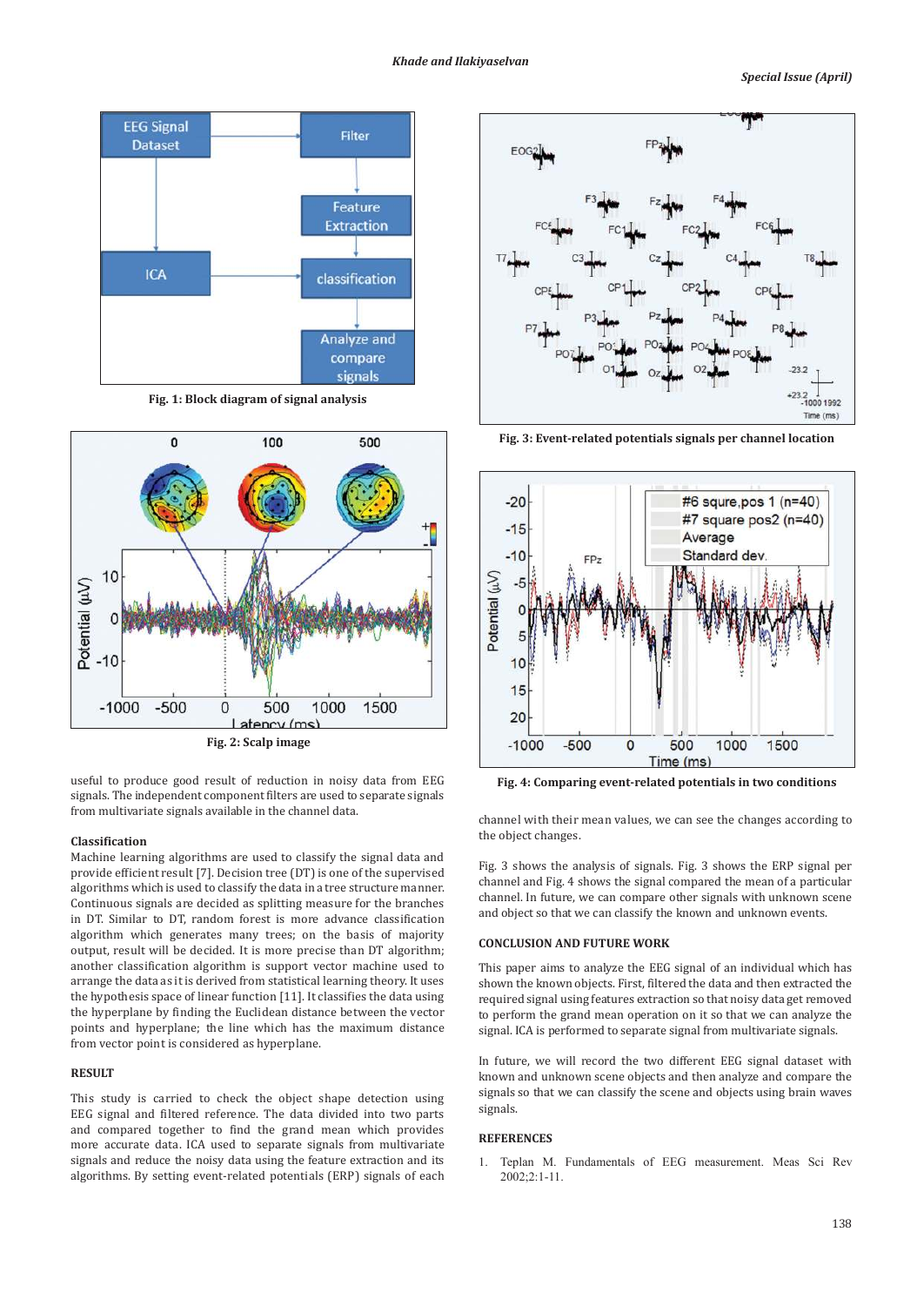Fig. 1: Block diagram of signal analysis

Fig. 2: Scalp image

useful to produce good result of reduction in noisy data from EEG signals. The independent component filters are used to separate signals from multivariate signals available in the channel data.

### Classification

Machine learning algorithms are used to classify the signal data and provide efficient result [7]. Decision tree (DT) is one of the supervised algorithms which is used to classify the data in a tree structure manner. Continuous signals are decided as splitting measure for the branches in DT. Similar to DT, random forest is more advance classification algorithm which generates many trees; on the basis of majority output, result will be decided. It is more precise than DT algorithm; another classification algorithm is support vector machine used to arrange the data as it is derived from statistical learning theory. It uses the hypothesis space of linear function [11]. It classifies the data using the hyperplane by finding the Euclidean distance between the vector points and hyperplane; the line which has the maximum distance from vector point is considered as hyperplane.

## RESULT

This study is carried to check the object shape detection using EEG signal and filtered reference. The data divided into two parts and compared together to find the grand mean which provides more accurate data. ICA used to separate signals from multivariate signals and reduce the noisy data using the feature extraction and its algorithms. By setting event-related potentials (ERP) signals of each channel with their mean values, we can see the changes according to the object changes.

Fig. 3: Event-related potentials signals per channel location

Fig. 4: Comparing event-related potentials in two conditions

Fig. 3 shows the analysis of signals. Fig. 3 shows the ERP signal per channel and Fig. 4 shows the signal compared the mean of a particular channel. In future, we can compare other signals with unknown scene and object so that we can classify the known and unknown events.

## CONCLUSION AND FUTURE WORK

This paper aims to analyze the EEG signal of an individual which has shown the known objects. First, filtered the data and then extracted the required signal using features extraction so that noisy data get removed to perform the grand mean operation on it so that we can analyze the signal. ICA is performed to separate signal from multivariate signals.

In future, we will record the two different EEG signal dataset with known and unknown scene objects and then analyze and compare the signals so that we can classify the scene and objects using brain waves signals.

## REFERENCES

1. Teplan M. Fundamentals of EEG measurement. Meas Sci Rev 2002;2:1-11.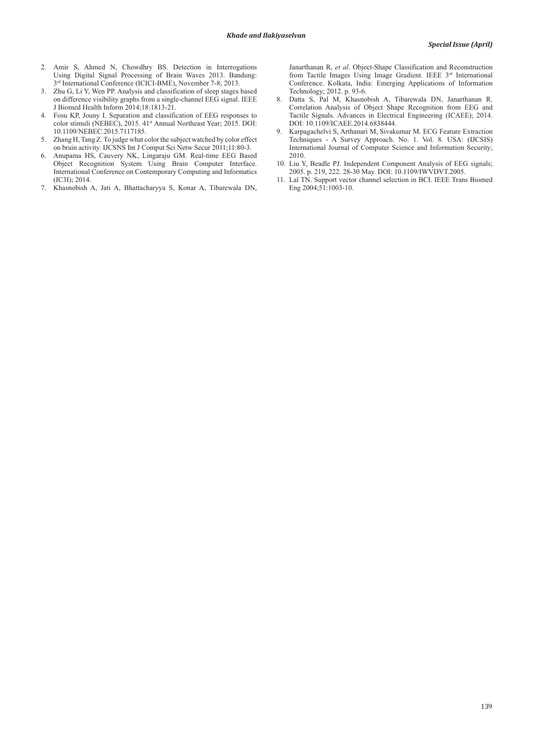2. Amir S, Ahmed N, Chowdhry BS. Detection in Interrogations Using Digital Signal Processing of Brain Waves 2013. Bandung: 3rd International Conference (ICICI-BME), November 7-8; 2013.
3. Zhu G, Li Y, Wen PP. Analysis and classification of sleep stages based on difference visibility graphs from a single-channel EEG signal. IEEE J Biomed Health Inform 2014;18:1813-21.
4. Fosu KP, Jouny I. Separation and classification of EEG responses to color stimuli (NEBEC), 2015. 41st Annual Northeast Year; 2015. DOI: 10.1109/NEBEC.2015.7117185.
5. Zhang H, Tang Z. To judge what color the subject watched by color effect on brain activity. IJCSNS Int J Comput Sci Netw Secur 2011;11:80-3.
6. Anupama HS, Cauvery NK, Lingaraju GM. Real-time EEG Based Object Recognition System Using Brain Computer Interface. International Conference on Contemporary Computing and Informatics (IC3I); 2014.
7. Khasnobish A, Jati A, Bhattacharyya S, Konar A, Tibarewala DN, Janarthanan R, *et al*. Object-Shape Classification and Reconstruction from Tactile Images Using Image Gradient. IEEE 3rd International Conference. Kolkata, India: Emerging Applications of Information Technology; 2012. p. 93-6.
8. Datta S, Pal M, Khasnobish A, Tibarewala DN, Janarthanan R. Correlation Analysis of Object Shape Recognition from EEG and Tactile Signals. Advances in Electrical Engineering (ICAEE); 2014. DOI: 10.1109/ICAEE.2014.6838444.
9. Karpagachelvi S, Arthanari M, Sivakumar M. ECG Feature Extraction Techniques - A Survey Approach. No. 1. Vol. 8. USA: (IJCSIS) International Journal of Computer Science and Information Security; 2010.
10. Liu Y, Beadle PJ. Independent Component Analysis of EEG signals; 2005. p. 219, 222. 28-30 May. DOI: 10.1109/IWVDVT.2005.
11. Lal TN. Support vector channel selection in BCI. IEEE Trans Biomed Eng 2004;51:1003-10.